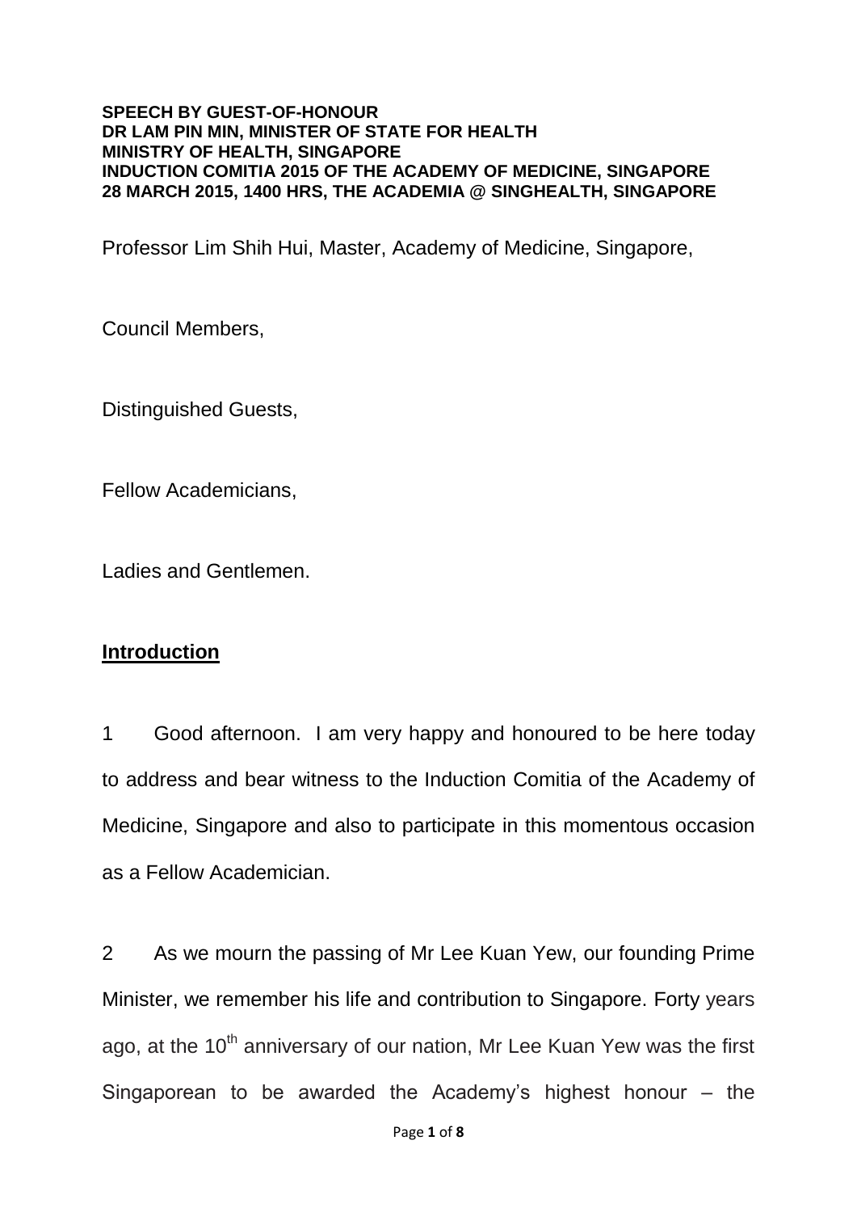**SPEECH BY GUEST-OF-HONOUR**
**DR LAM PIN MIN, MINISTER OF STATE FOR HEALTH**
**MINISTRY OF HEALTH, SINGAPORE**
**INDUCTION COMITIA 2015 OF THE ACADEMY OF MEDICINE, SINGAPORE**
**28 MARCH 2015, 1400 HRS, THE ACADEMIA @ SINGHEALTH, SINGAPORE**

Professor Lim Shih Hui, Master, Academy of Medicine, Singapore,

Council Members,

Distinguished Guests,

Fellow Academicians,

Ladies and Gentlemen.

## Introduction

1 Good afternoon. I am very happy and honoured to be here today to address and bear witness to the Induction Comitia of the Academy of Medicine, Singapore and also to participate in this momentous occasion as a Fellow Academician.

2 As we mourn the passing of Mr Lee Kuan Yew, our founding Prime Minister, we remember his life and contribution to Singapore. Forty years ago, at the 10th anniversary of our nation, Mr Lee Kuan Yew was the first Singaporean to be awarded the Academy's highest honour – the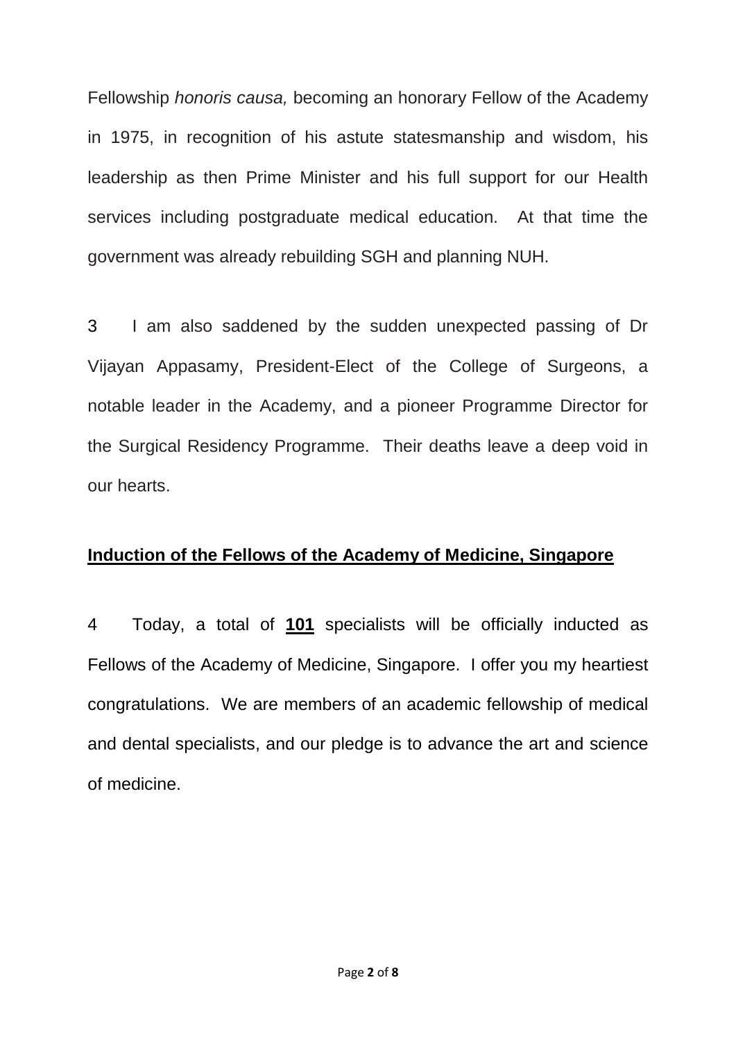Fellowship *honoris causa,* becoming an honorary Fellow of the Academy in 1975, in recognition of his astute statesmanship and wisdom, his leadership as then Prime Minister and his full support for our Health services including postgraduate medical education. At that time the government was already rebuilding SGH and planning NUH.

3 I am also saddened by the sudden unexpected passing of Dr Vijayan Appasamy, President-Elect of the College of Surgeons, a notable leader in the Academy, and a pioneer Programme Director for the Surgical Residency Programme. Their deaths leave a deep void in our hearts.

## **Induction of the Fellows of the Academy of Medicine, Singapore**

4 Today, a total of **101** specialists will be officially inducted as Fellows of the Academy of Medicine, Singapore. I offer you my heartiest congratulations. We are members of an academic fellowship of medical and dental specialists, and our pledge is to advance the art and science of medicine.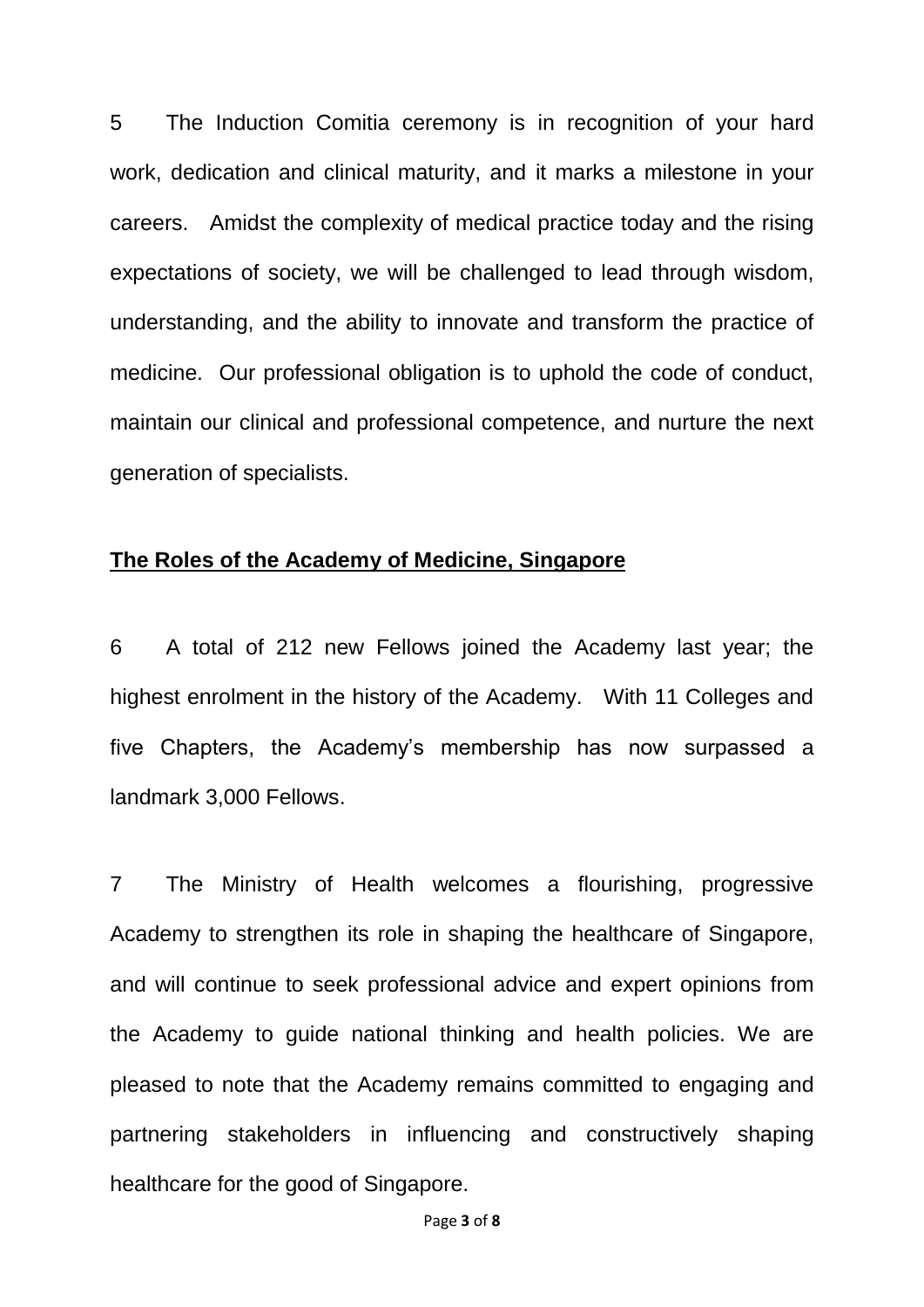5 The Induction Comitia ceremony is in recognition of your hard work, dedication and clinical maturity, and it marks a milestone in your careers. Amidst the complexity of medical practice today and the rising expectations of society, we will be challenged to lead through wisdom, understanding, and the ability to innovate and transform the practice of medicine. Our professional obligation is to uphold the code of conduct, maintain our clinical and professional competence, and nurture the next generation of specialists.

## The Roles of the Academy of Medicine, Singapore

6 A total of 212 new Fellows joined the Academy last year; the highest enrolment in the history of the Academy. With 11 Colleges and five Chapters, the Academy's membership has now surpassed a landmark 3,000 Fellows.

7 The Ministry of Health welcomes a flourishing, progressive Academy to strengthen its role in shaping the healthcare of Singapore, and will continue to seek professional advice and expert opinions from the Academy to guide national thinking and health policies. We are pleased to note that the Academy remains committed to engaging and partnering stakeholders in influencing and constructively shaping healthcare for the good of Singapore.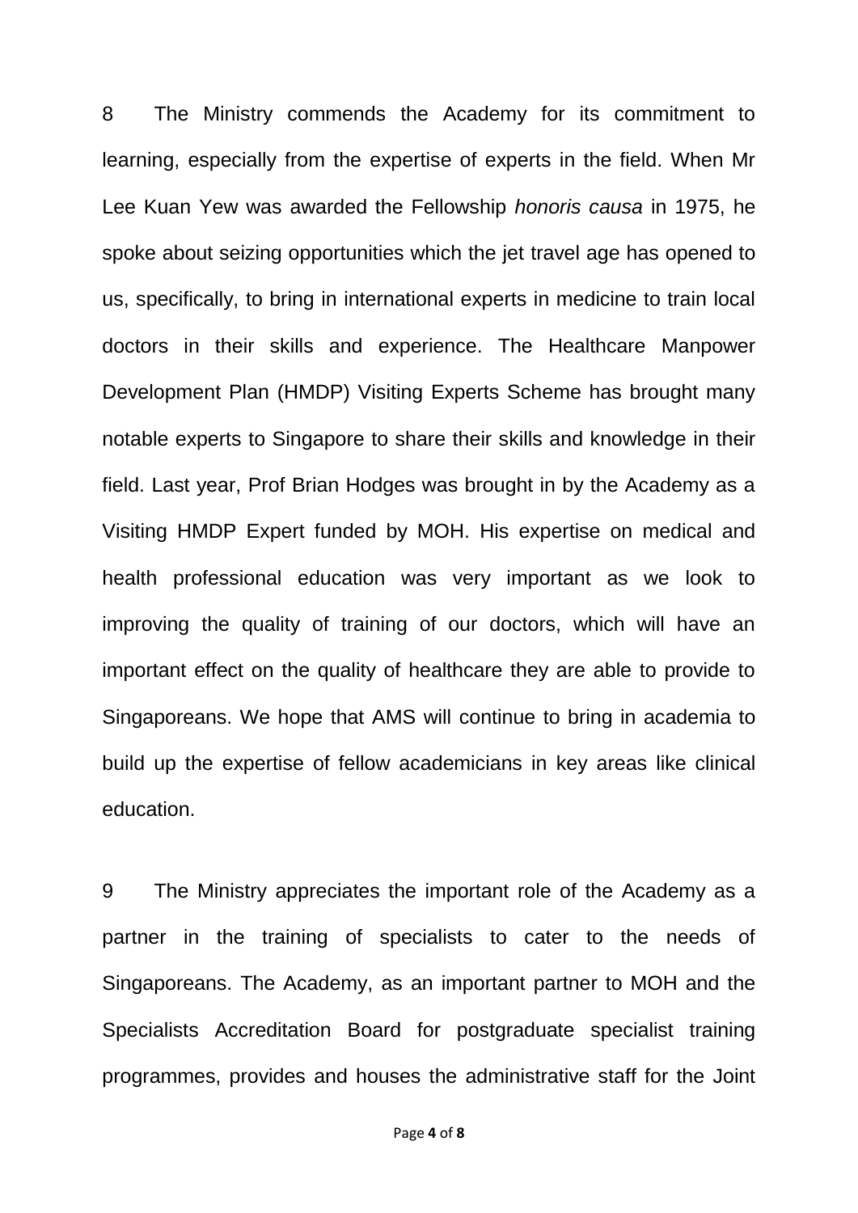8 The Ministry commends the Academy for its commitment to learning, especially from the expertise of experts in the field. When Mr Lee Kuan Yew was awarded the Fellowship *honoris causa* in 1975, he spoke about seizing opportunities which the jet travel age has opened to us, specifically, to bring in international experts in medicine to train local doctors in their skills and experience. The Healthcare Manpower Development Plan (HMDP) Visiting Experts Scheme has brought many notable experts to Singapore to share their skills and knowledge in their field. Last year, Prof Brian Hodges was brought in by the Academy as a Visiting HMDP Expert funded by MOH. His expertise on medical and health professional education was very important as we look to improving the quality of training of our doctors, which will have an important effect on the quality of healthcare they are able to provide to Singaporeans. We hope that AMS will continue to bring in academia to build up the expertise of fellow academicians in key areas like clinical education.

9 The Ministry appreciates the important role of the Academy as a partner in the training of specialists to cater to the needs of Singaporeans. The Academy, as an important partner to MOH and the Specialists Accreditation Board for postgraduate specialist training programmes, provides and houses the administrative staff for the Joint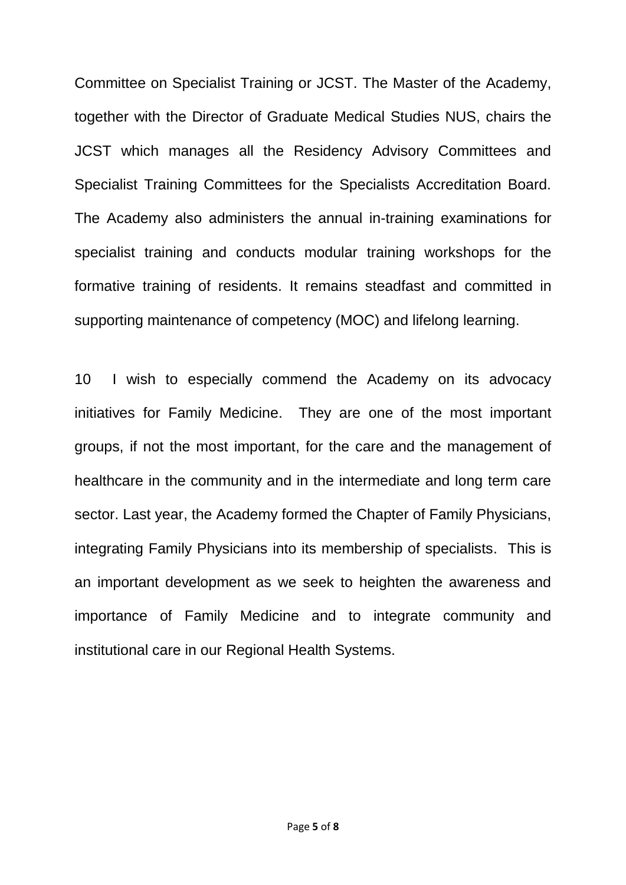Committee on Specialist Training or JCST. The Master of the Academy, together with the Director of Graduate Medical Studies NUS, chairs the JCST which manages all the Residency Advisory Committees and Specialist Training Committees for the Specialists Accreditation Board. The Academy also administers the annual in-training examinations for specialist training and conducts modular training workshops for the formative training of residents. It remains steadfast and committed in supporting maintenance of competency (MOC) and lifelong learning.

10 I wish to especially commend the Academy on its advocacy initiatives for Family Medicine. They are one of the most important groups, if not the most important, for the care and the management of healthcare in the community and in the intermediate and long term care sector. Last year, the Academy formed the Chapter of Family Physicians, integrating Family Physicians into its membership of specialists. This is an important development as we seek to heighten the awareness and importance of Family Medicine and to integrate community and institutional care in our Regional Health Systems.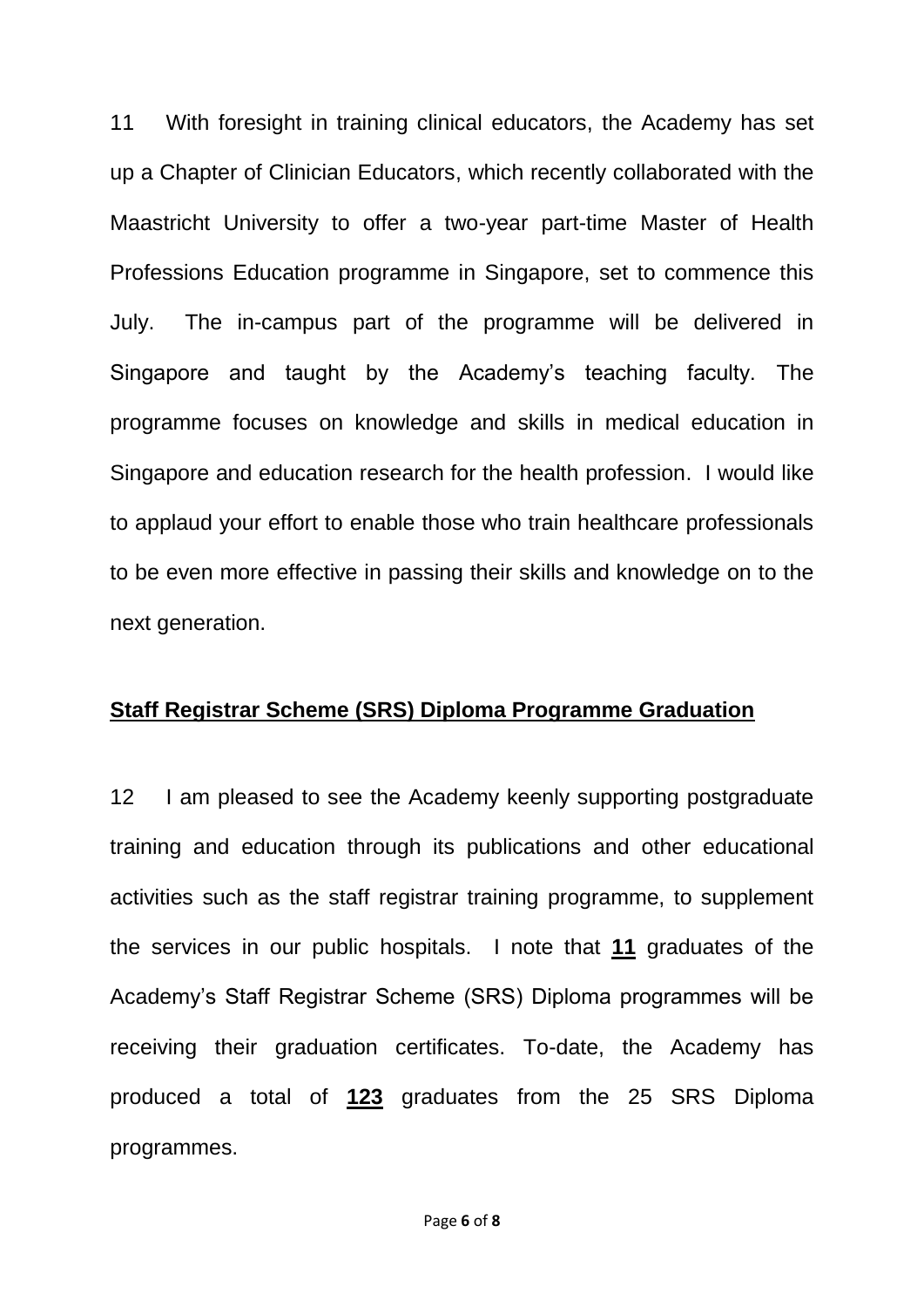11 With foresight in training clinical educators, the Academy has set up a Chapter of Clinician Educators, which recently collaborated with the Maastricht University to offer a two-year part-time Master of Health Professions Education programme in Singapore, set to commence this July. The in-campus part of the programme will be delivered in Singapore and taught by the Academy's teaching faculty. The programme focuses on knowledge and skills in medical education in Singapore and education research for the health profession. I would like to applaud your effort to enable those who train healthcare professionals to be even more effective in passing their skills and knowledge on to the next generation.

**Staff Registrar Scheme (SRS) Diploma Programme Graduation**

12 I am pleased to see the Academy keenly supporting postgraduate training and education through its publications and other educational activities such as the staff registrar training programme, to supplement the services in our public hospitals. I note that **11** graduates of the Academy's Staff Registrar Scheme (SRS) Diploma programmes will be receiving their graduation certificates. To-date, the Academy has produced a total of **123** graduates from the 25 SRS Diploma programmes.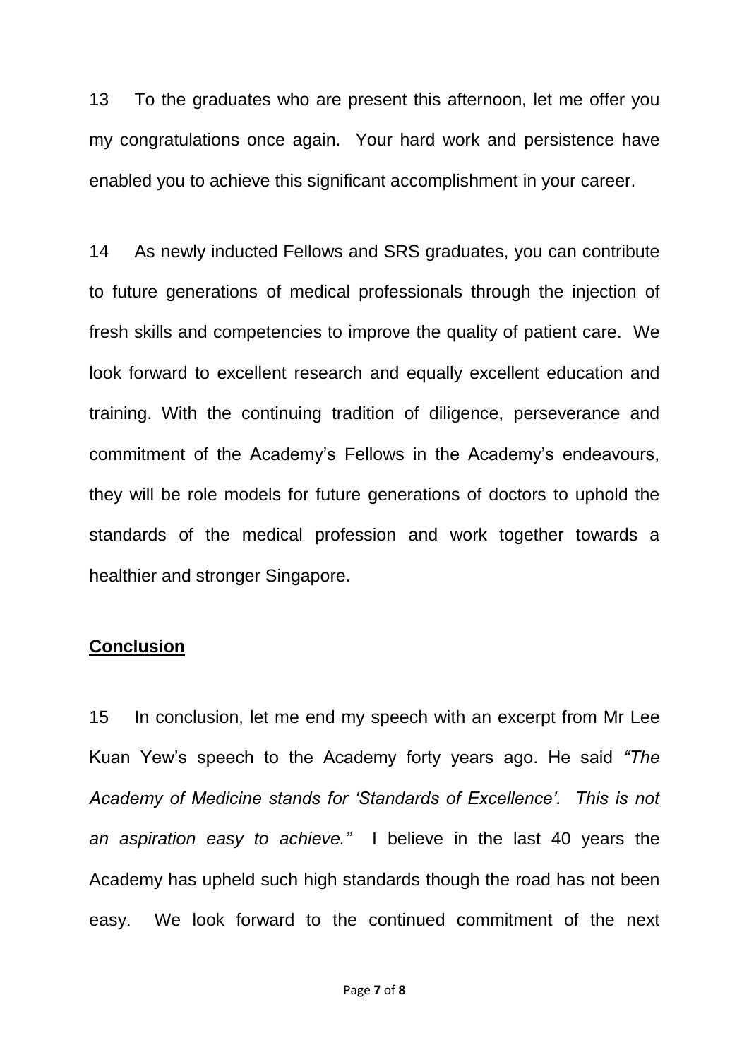13 To the graduates who are present this afternoon, let me offer you my congratulations once again. Your hard work and persistence have enabled you to achieve this significant accomplishment in your career.

14 As newly inducted Fellows and SRS graduates, you can contribute to future generations of medical professionals through the injection of fresh skills and competencies to improve the quality of patient care. We look forward to excellent research and equally excellent education and training. With the continuing tradition of diligence, perseverance and commitment of the Academy's Fellows in the Academy's endeavours, they will be role models for future generations of doctors to uphold the standards of the medical profession and work together towards a healthier and stronger Singapore.

## Conclusion

15 In conclusion, let me end my speech with an excerpt from Mr Lee Kuan Yew's speech to the Academy forty years ago. He said *"The Academy of Medicine stands for 'Standards of Excellence'. This is not an aspiration easy to achieve."* I believe in the last 40 years the Academy has upheld such high standards though the road has not been easy. We look forward to the continued commitment of the next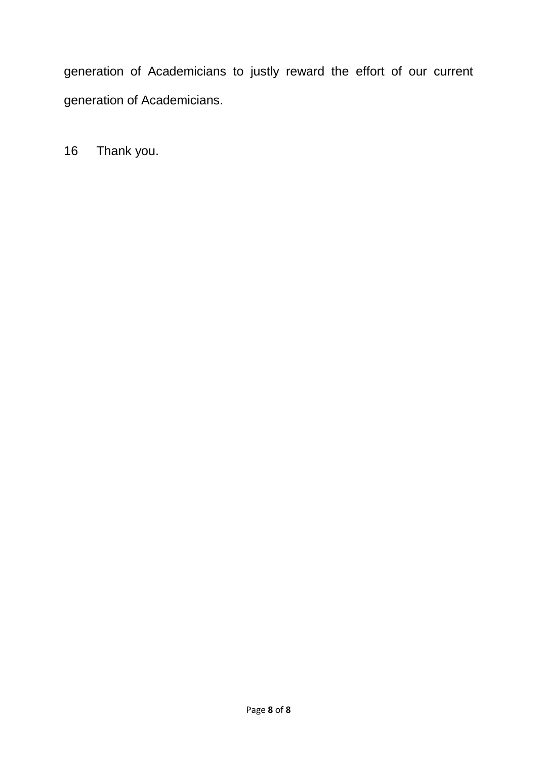generation of Academicians to justly reward the effort of our current generation of Academicians.

16 Thank you.